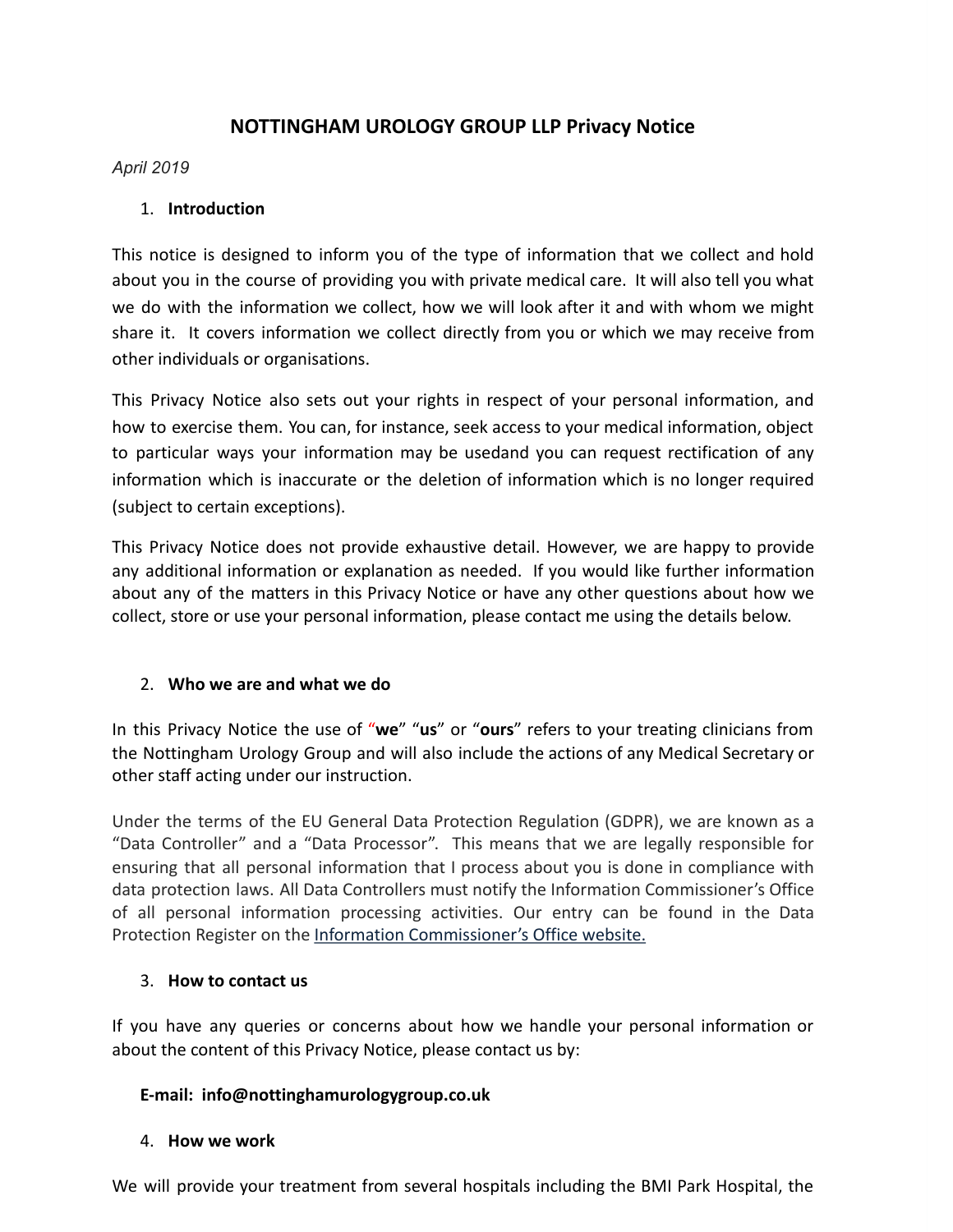# NOTTINGHAM UROLOGY GROUP LLP Privacy Notice

*April 2019*

1. **Introduction**

This notice is designed to inform you of the type of information that we collect and hold about you in the course of providing you with private medical care. It will also tell you what we do with the information we collect, how we will look after it and with whom we might share it. It covers information we collect directly from you or which we may receive from other individuals or organisations.

This Privacy Notice also sets out your rights in respect of your personal information, and how to exercise them. You can, for instance, seek access to your medical information, object to particular ways your information may be usedand you can request rectification of any information which is inaccurate or the deletion of information which is no longer required (subject to certain exceptions).

This Privacy Notice does not provide exhaustive detail. However, we are happy to provide any additional information or explanation as needed. If you would like further information about any of the matters in this Privacy Notice or have any other questions about how we collect, store or use your personal information, please contact me using the details below.

2. **Who we are and what we do**

In this Privacy Notice the use of "**we**" "**us**" or "**ours**" refers to your treating clinicians from the Nottingham Urology Group and will also include the actions of any Medical Secretary or other staff acting under our instruction.

Under the terms of the EU General Data Protection Regulation (GDPR), we are known as a "Data Controller" and a "Data Processor". This means that we are legally responsible for ensuring that all personal information that I process about you is done in compliance with data protection laws. All Data Controllers must notify the Information Commissioner's Office of all personal information processing activities. Our entry can be found in the Data Protection Register on the Information Commissioner's Office website.

3. **How to contact us**

If you have any queries or concerns about how we handle your personal information or about the content of this Privacy Notice, please contact us by:

**E-mail: info@nottinghamurologygroup.co.uk**

4. **How we work**

We will provide your treatment from several hospitals including the BMI Park Hospital, the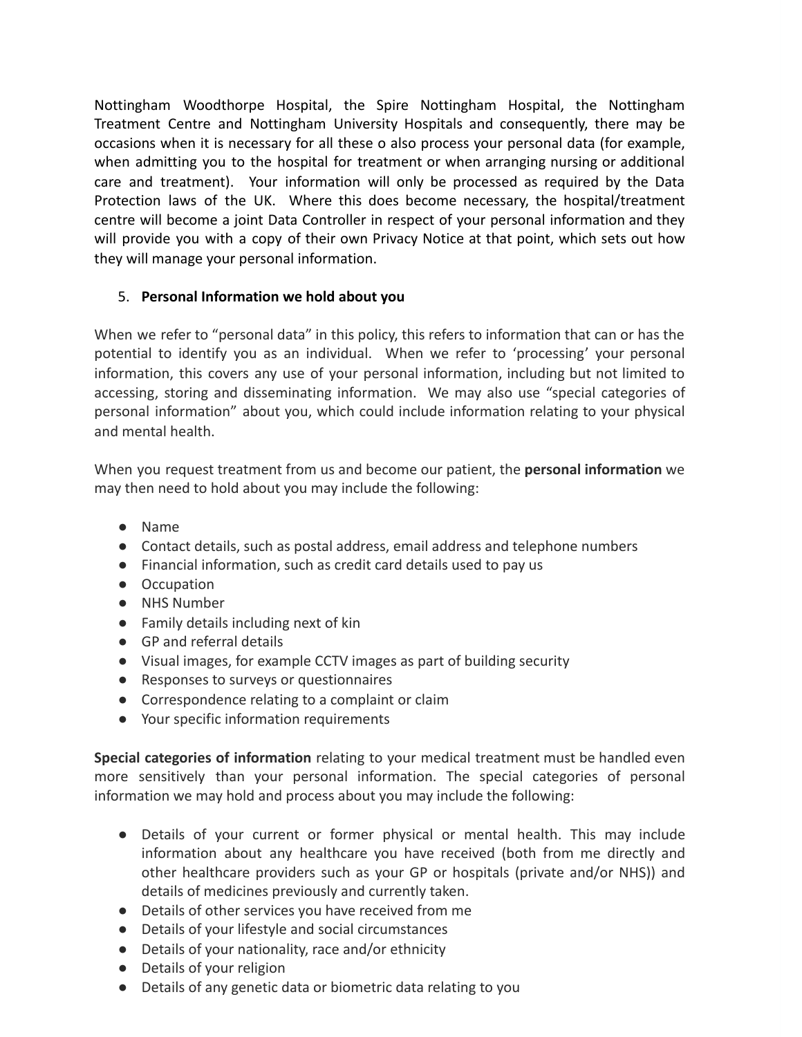Nottingham Woodthorpe Hospital, the Spire Nottingham Hospital, the Nottingham Treatment Centre and Nottingham University Hospitals and consequently, there may be occasions when it is necessary for all these o also process your personal data (for example, when admitting you to the hospital for treatment or when arranging nursing or additional care and treatment). Your information will only be processed as required by the Data Protection laws of the UK. Where this does become necessary, the hospital/treatment centre will become a joint Data Controller in respect of your personal information and they will provide you with a copy of their own Privacy Notice at that point, which sets out how they will manage your personal information.

5. **Personal Information we hold about you**

When we refer to "personal data" in this policy, this refers to information that can or has the potential to identify you as an individual. When we refer to 'processing' your personal information, this covers any use of your personal information, including but not limited to accessing, storing and disseminating information. We may also use "special categories of personal information" about you, which could include information relating to your physical and mental health.

When you request treatment from us and become our patient, the **personal information** we may then need to hold about you may include the following:

- Name
- Contact details, such as postal address, email address and telephone numbers
- Financial information, such as credit card details used to pay us
- Occupation
- NHS Number
- Family details including next of kin
- GP and referral details
- Visual images, for example CCTV images as part of building security
- Responses to surveys or questionnaires
- Correspondence relating to a complaint or claim
- Your specific information requirements

**Special categories of information** relating to your medical treatment must be handled even more sensitively than your personal information. The special categories of personal information we may hold and process about you may include the following:

- Details of your current or former physical or mental health. This may include information about any healthcare you have received (both from me directly and other healthcare providers such as your GP or hospitals (private and/or NHS)) and details of medicines previously and currently taken.
- Details of other services you have received from me
- Details of your lifestyle and social circumstances
- Details of your nationality, race and/or ethnicity
- Details of your religion
- Details of any genetic data or biometric data relating to you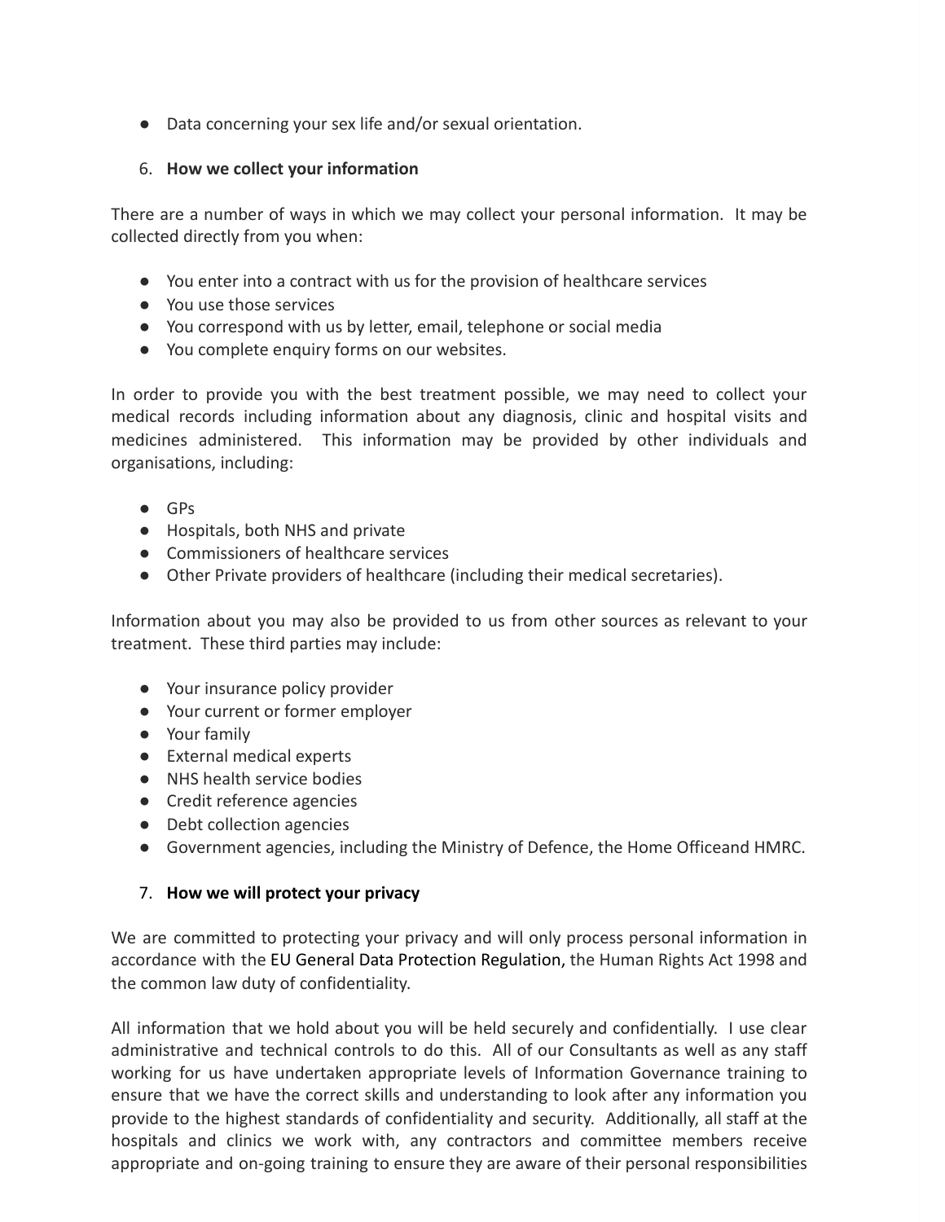- Data concerning your sex life and/or sexual orientation.

6. **How we collect your information**

There are a number of ways in which we may collect your personal information. It may be collected directly from you when:

- You enter into a contract with us for the provision of healthcare services
- You use those services
- You correspond with us by letter, email, telephone or social media
- You complete enquiry forms on our websites.

In order to provide you with the best treatment possible, we may need to collect your medical records including information about any diagnosis, clinic and hospital visits and medicines administered. This information may be provided by other individuals and organisations, including:

- GPs
- Hospitals, both NHS and private
- Commissioners of healthcare services
- Other Private providers of healthcare (including their medical secretaries).

Information about you may also be provided to us from other sources as relevant to your treatment. These third parties may include:

- Your insurance policy provider
- Your current or former employer
- Your family
- External medical experts
- NHS health service bodies
- Credit reference agencies
- Debt collection agencies
- Government agencies, including the Ministry of Defence, the Home Officeand HMRC.

7. **How we will protect your privacy**

We are committed to protecting your privacy and will only process personal information in accordance with the EU General Data Protection Regulation, the Human Rights Act 1998 and the common law duty of confidentiality.

All information that we hold about you will be held securely and confidentially. I use clear administrative and technical controls to do this. All of our Consultants as well as any staff working for us have undertaken appropriate levels of Information Governance training to ensure that we have the correct skills and understanding to look after any information you provide to the highest standards of confidentiality and security. Additionally, all staff at the hospitals and clinics we work with, any contractors and committee members receive appropriate and on-going training to ensure they are aware of their personal responsibilities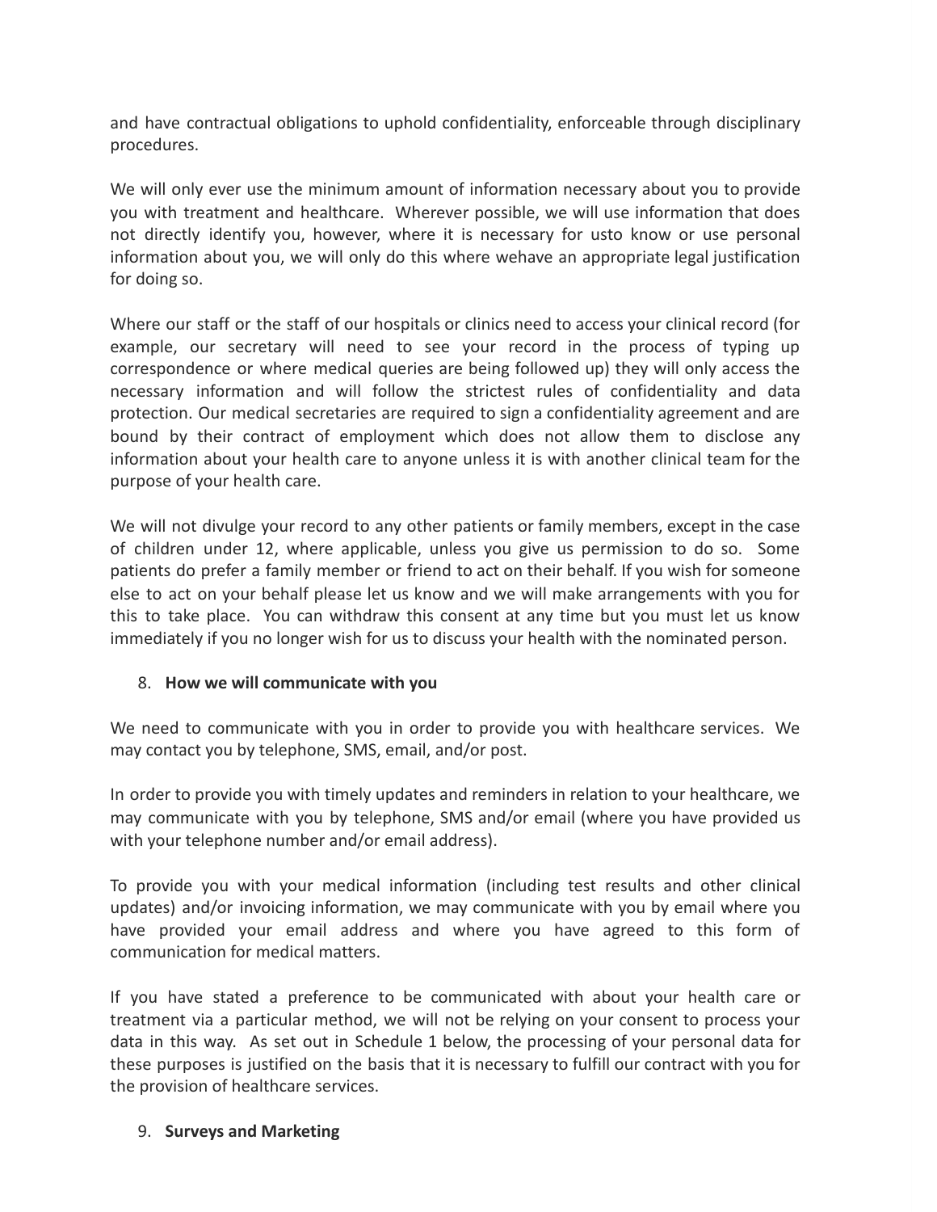and have contractual obligations to uphold confidentiality, enforceable through disciplinary procedures.

We will only ever use the minimum amount of information necessary about you to provide you with treatment and healthcare. Wherever possible, we will use information that does not directly identify you, however, where it is necessary for usto know or use personal information about you, we will only do this where wehave an appropriate legal justification for doing so.

Where our staff or the staff of our hospitals or clinics need to access your clinical record (for example, our secretary will need to see your record in the process of typing up correspondence or where medical queries are being followed up) they will only access the necessary information and will follow the strictest rules of confidentiality and data protection. Our medical secretaries are required to sign a confidentiality agreement and are bound by their contract of employment which does not allow them to disclose any information about your health care to anyone unless it is with another clinical team for the purpose of your health care.

We will not divulge your record to any other patients or family members, except in the case of children under 12, where applicable, unless you give us permission to do so. Some patients do prefer a family member or friend to act on their behalf. If you wish for someone else to act on your behalf please let us know and we will make arrangements with you for this to take place. You can withdraw this consent at any time but you must let us know immediately if you no longer wish for us to discuss your health with the nominated person.

## 8. **How we will communicate with you**

We need to communicate with you in order to provide you with healthcare services. We may contact you by telephone, SMS, email, and/or post.

In order to provide you with timely updates and reminders in relation to your healthcare, we may communicate with you by telephone, SMS and/or email (where you have provided us with your telephone number and/or email address).

To provide you with your medical information (including test results and other clinical updates) and/or invoicing information, we may communicate with you by email where you have provided your email address and where you have agreed to this form of communication for medical matters.

If you have stated a preference to be communicated with about your health care or treatment via a particular method, we will not be relying on your consent to process your data in this way. As set out in Schedule 1 below, the processing of your personal data for these purposes is justified on the basis that it is necessary to fulfill our contract with you for the provision of healthcare services.

## 9. **Surveys and Marketing**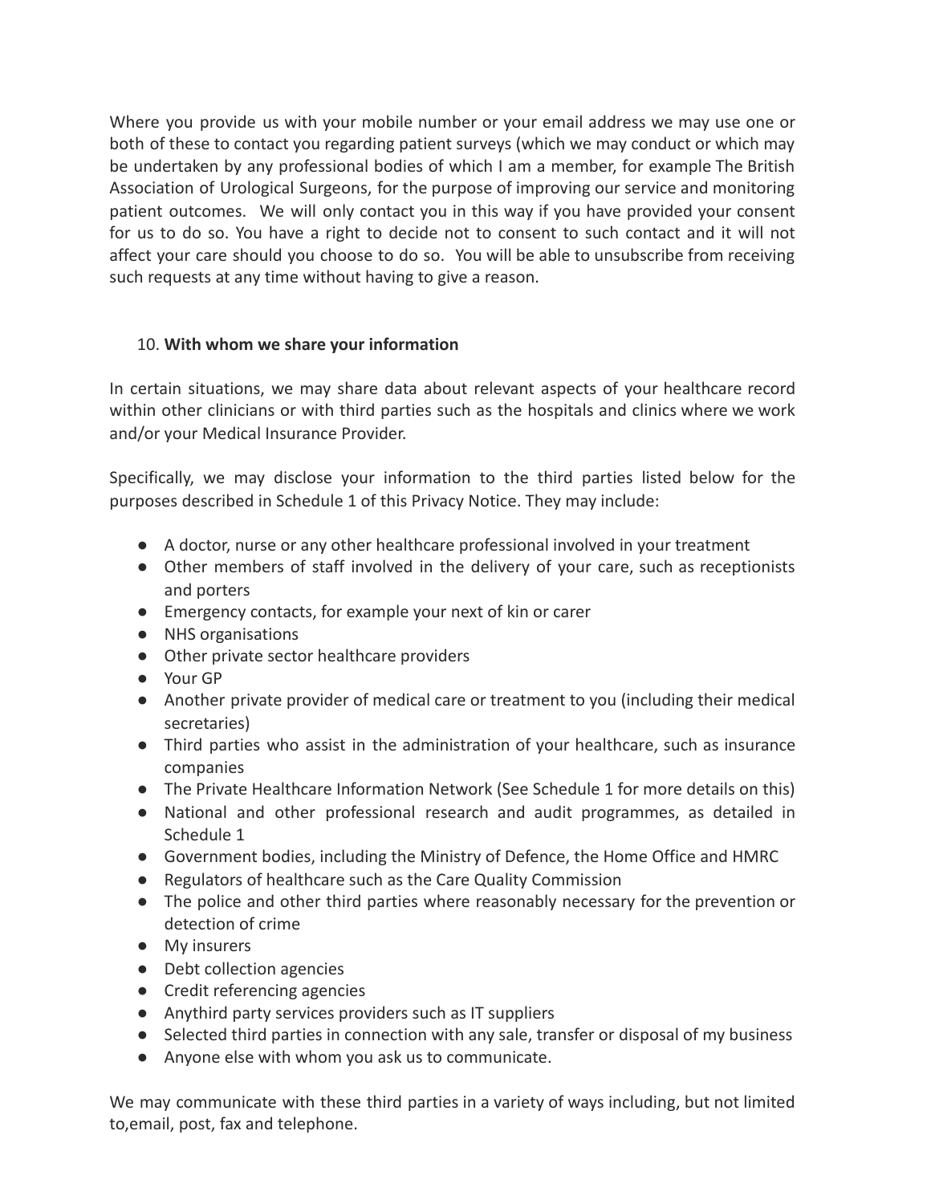Where you provide us with your mobile number or your email address we may use one or both of these to contact you regarding patient surveys (which we may conduct or which may be undertaken by any professional bodies of which I am a member, for example The British Association of Urological Surgeons, for the purpose of improving our service and monitoring patient outcomes. We will only contact you in this way if you have provided your consent for us to do so. You have a right to decide not to consent to such contact and it will not affect your care should you choose to do so. You will be able to unsubscribe from receiving such requests at any time without having to give a reason.

10. **With whom we share your information**

In certain situations, we may share data about relevant aspects of your healthcare record within other clinicians or with third parties such as the hospitals and clinics where we work and/or your Medical Insurance Provider.

Specifically, we may disclose your information to the third parties listed below for the purposes described in Schedule 1 of this Privacy Notice. They may include:

- A doctor, nurse or any other healthcare professional involved in your treatment
- Other members of staff involved in the delivery of your care, such as receptionists and porters
- Emergency contacts, for example your next of kin or carer
- NHS organisations
- Other private sector healthcare providers
- Your GP
- Another private provider of medical care or treatment to you (including their medical secretaries)
- Third parties who assist in the administration of your healthcare, such as insurance companies
- The Private Healthcare Information Network (See Schedule 1 for more details on this)
- National and other professional research and audit programmes, as detailed in Schedule 1
- Government bodies, including the Ministry of Defence, the Home Office and HMRC
- Regulators of healthcare such as the Care Quality Commission
- The police and other third parties where reasonably necessary for the prevention or detection of crime
- My insurers
- Debt collection agencies
- Credit referencing agencies
- Anythird party services providers such as IT suppliers
- Selected third parties in connection with any sale, transfer or disposal of my business
- Anyone else with whom you ask us to communicate.

We may communicate with these third parties in a variety of ways including, but not limited to,email, post, fax and telephone.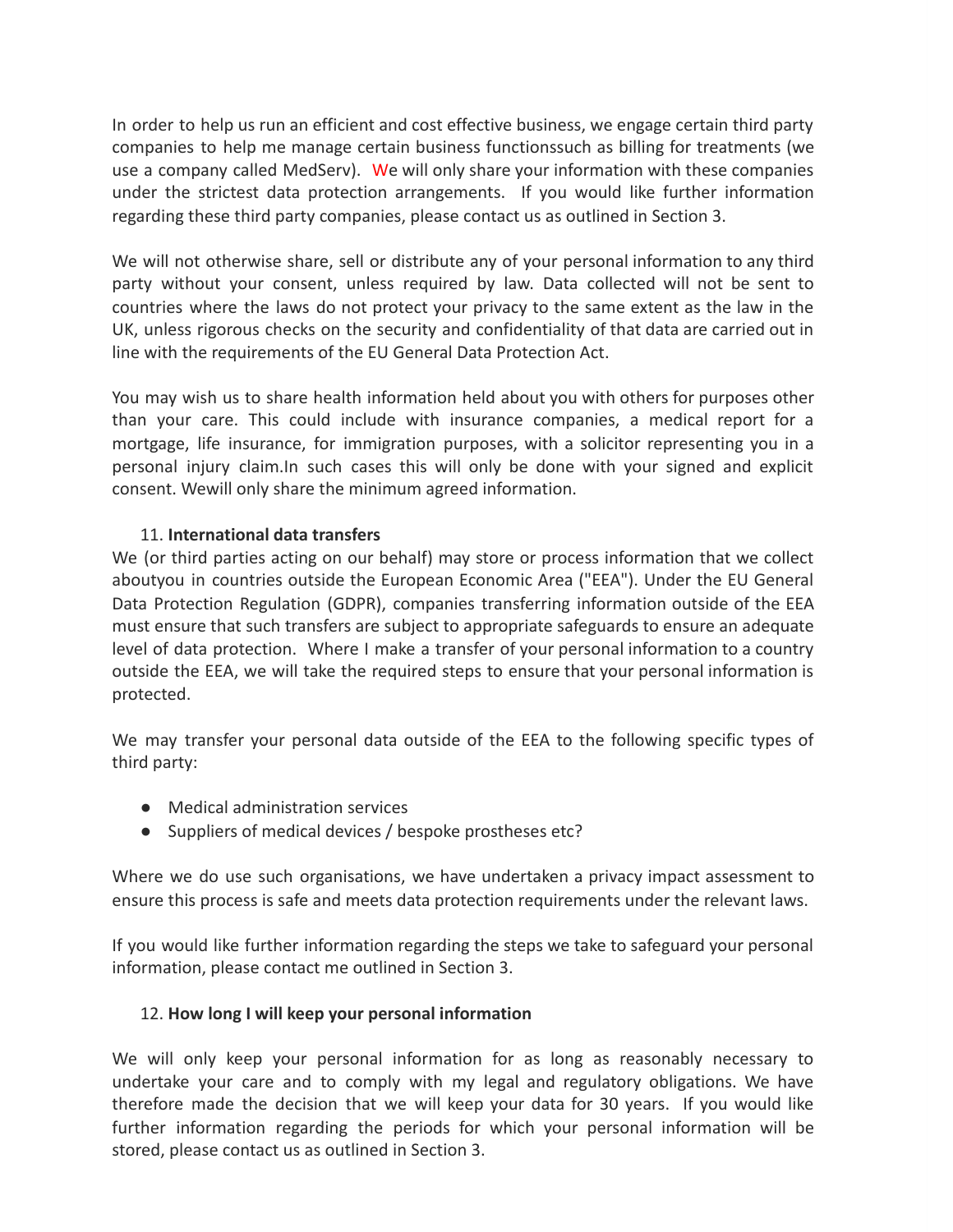In order to help us run an efficient and cost effective business, we engage certain third party companies to help me manage certain business functionssuch as billing for treatments (we use a company called MedServ). We will only share your information with these companies under the strictest data protection arrangements. If you would like further information regarding these third party companies, please contact us as outlined in Section 3.

We will not otherwise share, sell or distribute any of your personal information to any third party without your consent, unless required by law. Data collected will not be sent to countries where the laws do not protect your privacy to the same extent as the law in the UK, unless rigorous checks on the security and confidentiality of that data are carried out in line with the requirements of the EU General Data Protection Act.

You may wish us to share health information held about you with others for purposes other than your care. This could include with insurance companies, a medical report for a mortgage, life insurance, for immigration purposes, with a solicitor representing you in a personal injury claim.In such cases this will only be done with your signed and explicit consent. Wewill only share the minimum agreed information.

11. **International data transfers**

We (or third parties acting on our behalf) may store or process information that we collect aboutyou in countries outside the European Economic Area ("EEA"). Under the EU General Data Protection Regulation (GDPR), companies transferring information outside of the EEA must ensure that such transfers are subject to appropriate safeguards to ensure an adequate level of data protection. Where I make a transfer of your personal information to a country outside the EEA, we will take the required steps to ensure that your personal information is protected.

We may transfer your personal data outside of the EEA to the following specific types of third party:

- Medical administration services
- Suppliers of medical devices / bespoke prostheses etc?

Where we do use such organisations, we have undertaken a privacy impact assessment to ensure this process is safe and meets data protection requirements under the relevant laws.

If you would like further information regarding the steps we take to safeguard your personal information, please contact me outlined in Section 3.

12. **How long I will keep your personal information**

We will only keep your personal information for as long as reasonably necessary to undertake your care and to comply with my legal and regulatory obligations. We have therefore made the decision that we will keep your data for 30 years. If you would like further information regarding the periods for which your personal information will be stored, please contact us as outlined in Section 3.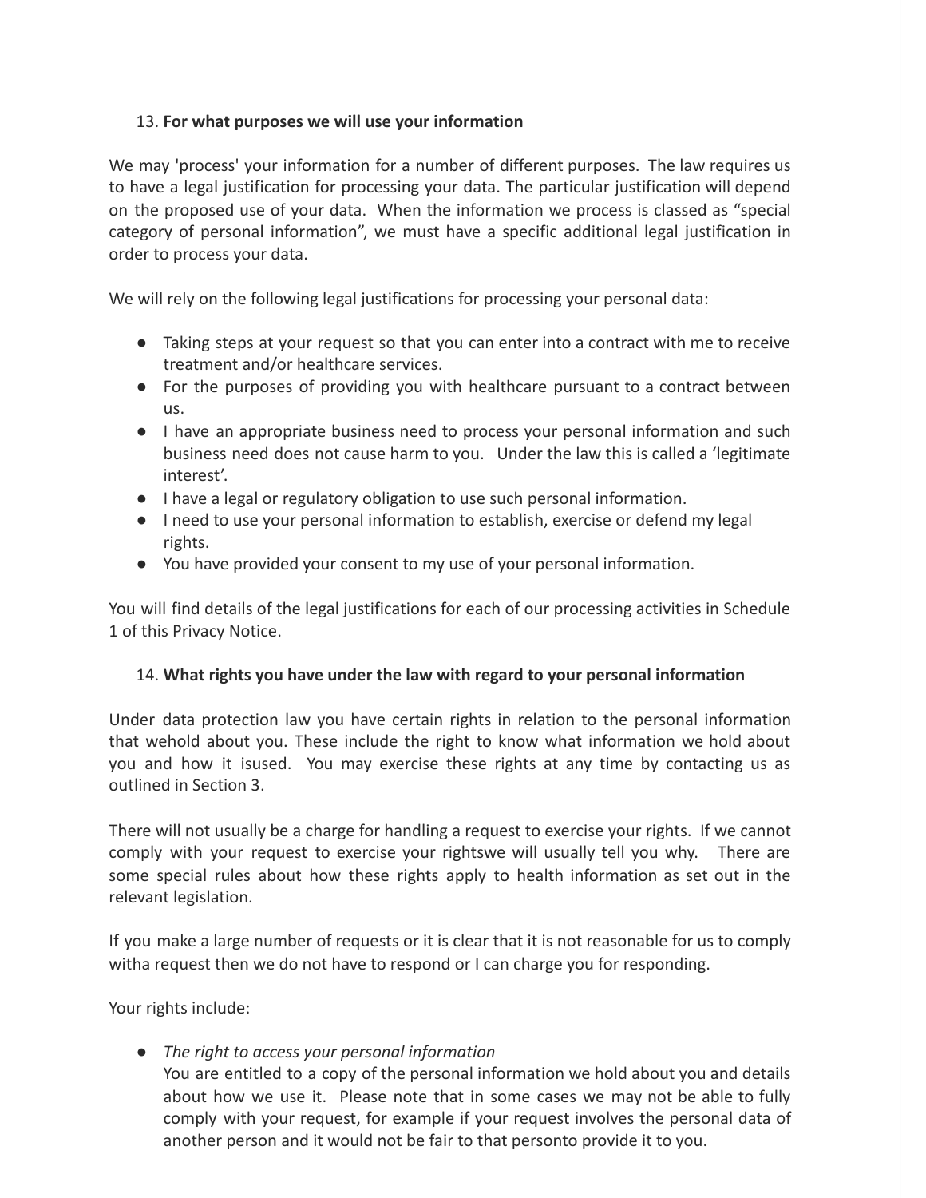## 13. **For what purposes we will use your information**

We may 'process' your information for a number of different purposes. The law requires us to have a legal justification for processing your data. The particular justification will depend on the proposed use of your data. When the information we process is classed as "special category of personal information", we must have a specific additional legal justification in order to process your data.

We will rely on the following legal justifications for processing your personal data:

- Taking steps at your request so that you can enter into a contract with me to receive treatment and/or healthcare services.
- For the purposes of providing you with healthcare pursuant to a contract between us.
- I have an appropriate business need to process your personal information and such business need does not cause harm to you. Under the law this is called a 'legitimate interest'.
- I have a legal or regulatory obligation to use such personal information.
- I need to use your personal information to establish, exercise or defend my legal rights.
- You have provided your consent to my use of your personal information.

You will find details of the legal justifications for each of our processing activities in Schedule 1 of this Privacy Notice.

## 14. **What rights you have under the law with regard to your personal information**

Under data protection law you have certain rights in relation to the personal information that wehold about you. These include the right to know what information we hold about you and how it isused. You may exercise these rights at any time by contacting us as outlined in Section 3.

There will not usually be a charge for handling a request to exercise your rights. If we cannot comply with your request to exercise your rightswe will usually tell you why. There are some special rules about how these rights apply to health information as set out in the relevant legislation.

If you make a large number of requests or it is clear that it is not reasonable for us to comply witha request then we do not have to respond or I can charge you for responding.

Your rights include:

- *The right to access your personal information*
  You are entitled to a copy of the personal information we hold about you and details about how we use it. Please note that in some cases we may not be able to fully comply with your request, for example if your request involves the personal data of another person and it would not be fair to that personto provide it to you.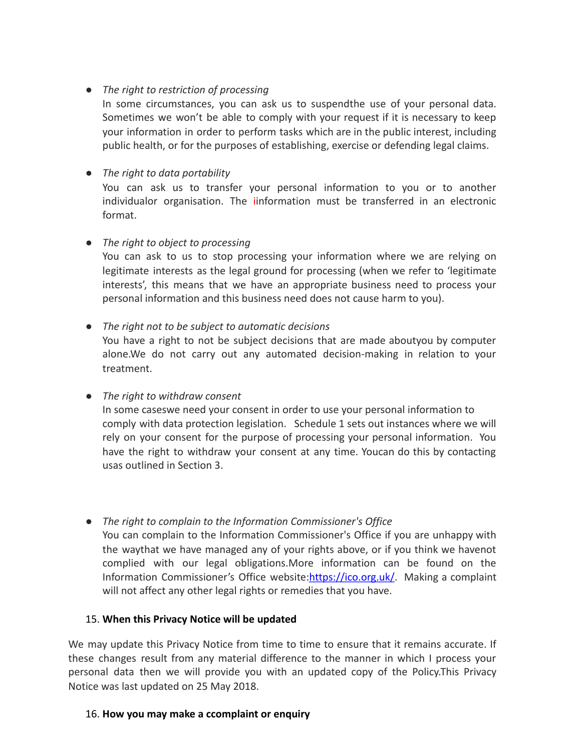- *The right to restriction of processing*
  In some circumstances, you can ask us to suspendthe use of your personal data. Sometimes we won't be able to comply with your request if it is necessary to keep your information in order to perform tasks which are in the public interest, including public health, or for the purposes of establishing, exercise or defending legal claims.

- *The right to data portability*
  You can ask us to transfer your personal information to you or to another individualor organisation. The iinformation must be transferred in an electronic format.

- *The right to object to processing*
  You can ask to us to stop processing your information where we are relying on legitimate interests as the legal ground for processing (when we refer to 'legitimate interests', this means that we have an appropriate business need to process your personal information and this business need does not cause harm to you).

- *The right not to be subject to automatic decisions*
  You have a right to not be subject decisions that are made aboutyou by computer alone.We do not carry out any automated decision-making in relation to your treatment.

- *The right to withdraw consent*
  In some caseswe need your consent in order to use your personal information to comply with data protection legislation. Schedule 1 sets out instances where we will rely on your consent for the purpose of processing your personal information. You have the right to withdraw your consent at any time. Youcan do this by contacting usas outlined in Section 3.

- *The right to complain to the Information Commissioner's Office*
  You can complain to the Information Commissioner's Office if you are unhappy with the waythat we have managed any of your rights above, or if you think we havenot complied with our legal obligations.More information can be found on the Information Commissioner's Office website:[https://ico.org.uk/](https://ico.org.uk/). Making a complaint will not affect any other legal rights or remedies that you have.

15. **When this Privacy Notice will be updated**

We may update this Privacy Notice from time to time to ensure that it remains accurate. If these changes result from any material difference to the manner in which I process your personal data then we will provide you with an updated copy of the Policy.This Privacy Notice was last updated on 25 May 2018.

16. **How you may make a ccomplaint or enquiry**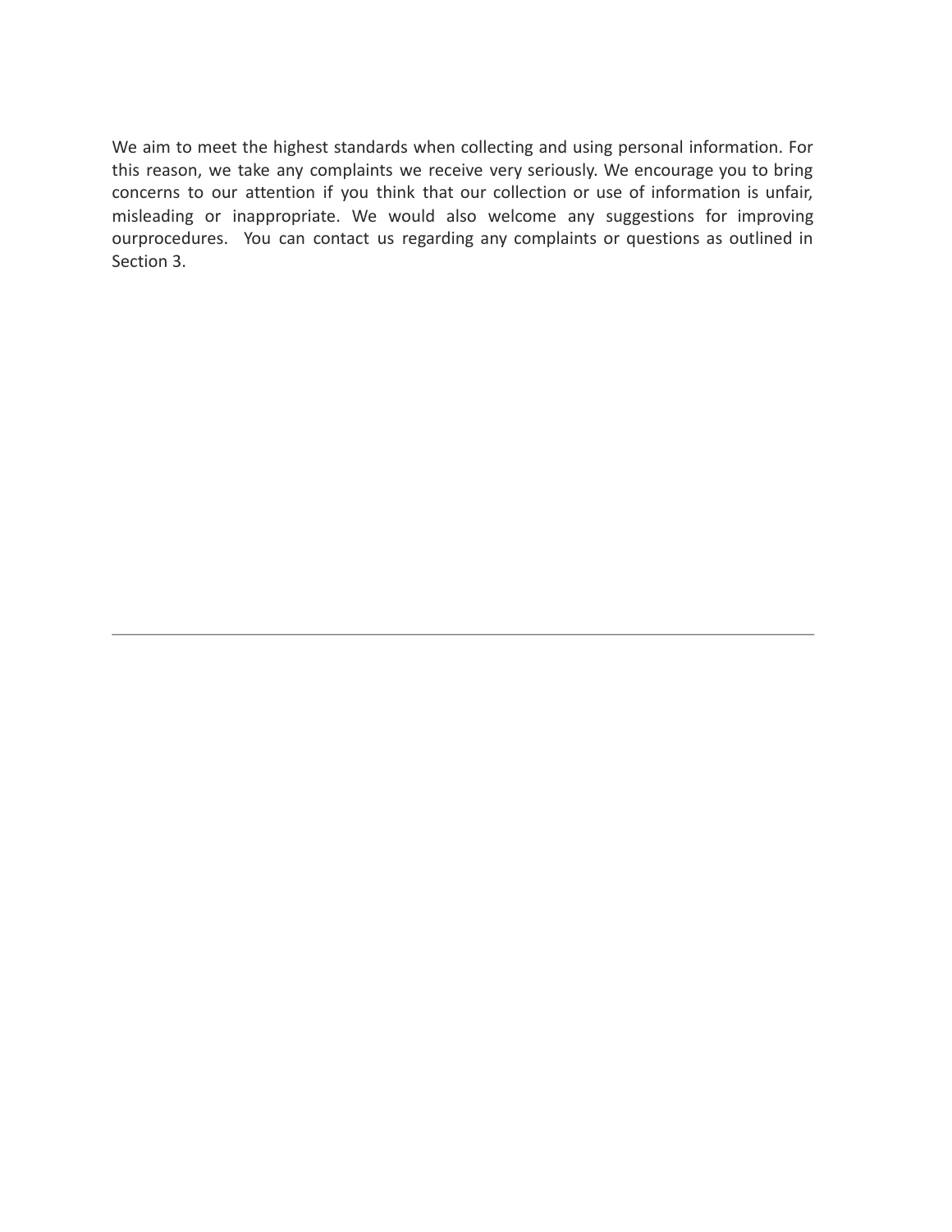We aim to meet the highest standards when collecting and using personal information. For this reason, we take any complaints we receive very seriously. We encourage you to bring concerns to our attention if you think that our collection or use of information is unfair, misleading or inappropriate. We would also welcome any suggestions for improving ourprocedures.  You can contact us regarding any complaints or questions as outlined in Section 3.

---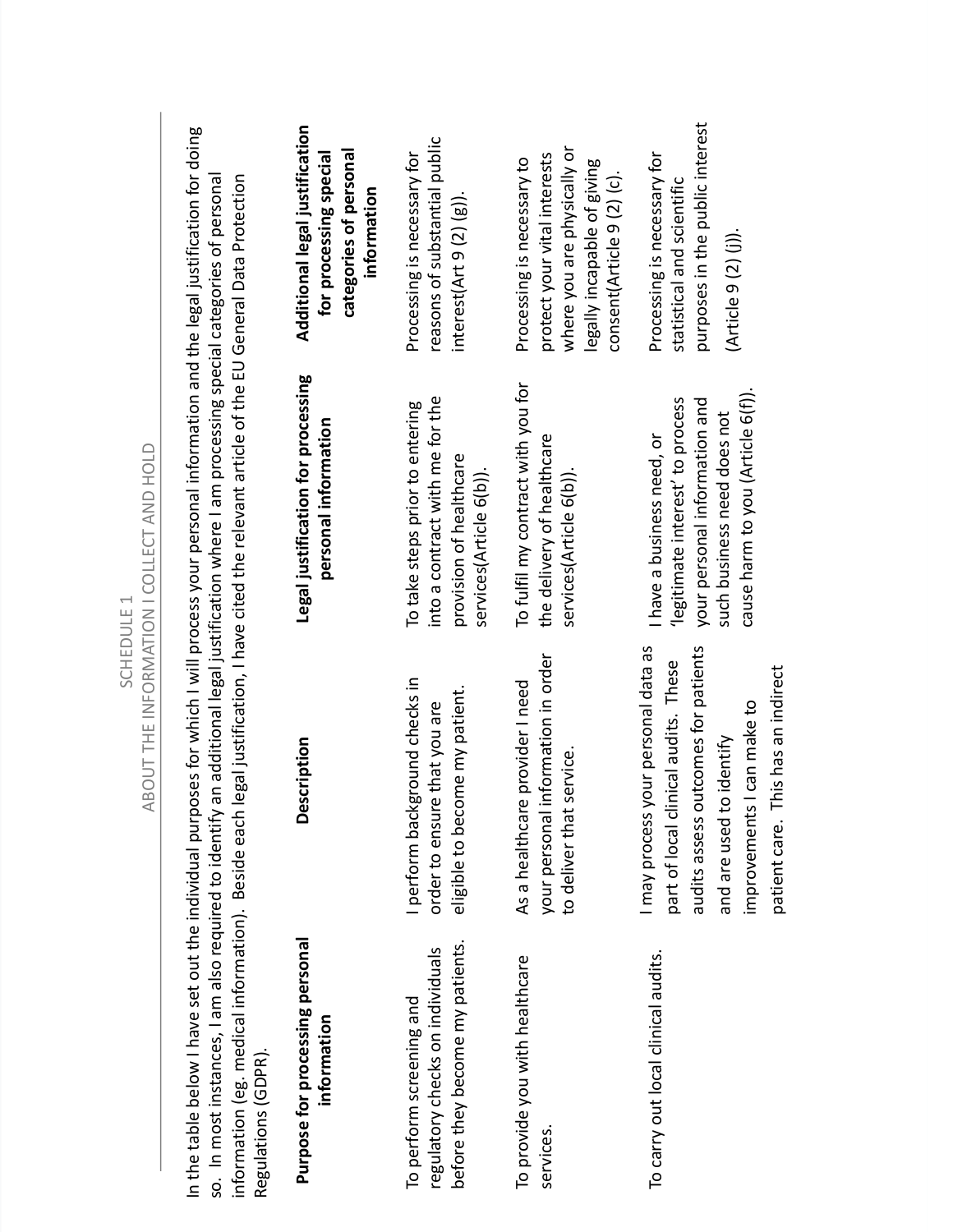# SCHEDULE 1

## ABOUT THE INFORMATION I COLLECT AND HOLD

In the table below I have set out the individual purposes for which I will process your personal information and the legal justification for doing so. In most instances, I am also required to identify an additional legal justification where I am processing special categories of personal information (eg. medical information). Beside each legal justification, I have cited the relevant article of the EU General Data Protection Regulations (GDPR).

| Purpose for processing personal information | Description | Legal justification for processing personal information | Additional legal justification for processing special categories of personal information |
|---|---|---|---|
| To perform screening and regulatory checks on individuals before they become my patients. | I perform background checks in order to ensure that you are eligible to become my patient. | To take steps prior to entering into a contract with me for the provision of healthcare services(Article 6(b)). | Processing is necessary for reasons of substantial public interest(Art 9 (2) (g)). |
| To provide you with healthcare services. | As a healthcare provider I need your personal information in order to deliver that service. | To fulfil my contract with you for the delivery of healthcare services(Article 6(b)). | Processing is necessary to protect your vital interests where you are physically or legally incapable of giving consent(Article 9 (2) (c). |
| To carry out local clinical audits. | I may process your personal data as part of local clinical audits. These audits assess outcomes for patients and are used to identify improvements I can make to patient care. This has an indirect | I have a business need, or 'legitimate interest' to process your personal information and such business need does not cause harm to you (Article 6(f)). | Processing is necessary for statistical and scientific purposes in the public interest<br><br>(Article 9 (2) (j)). |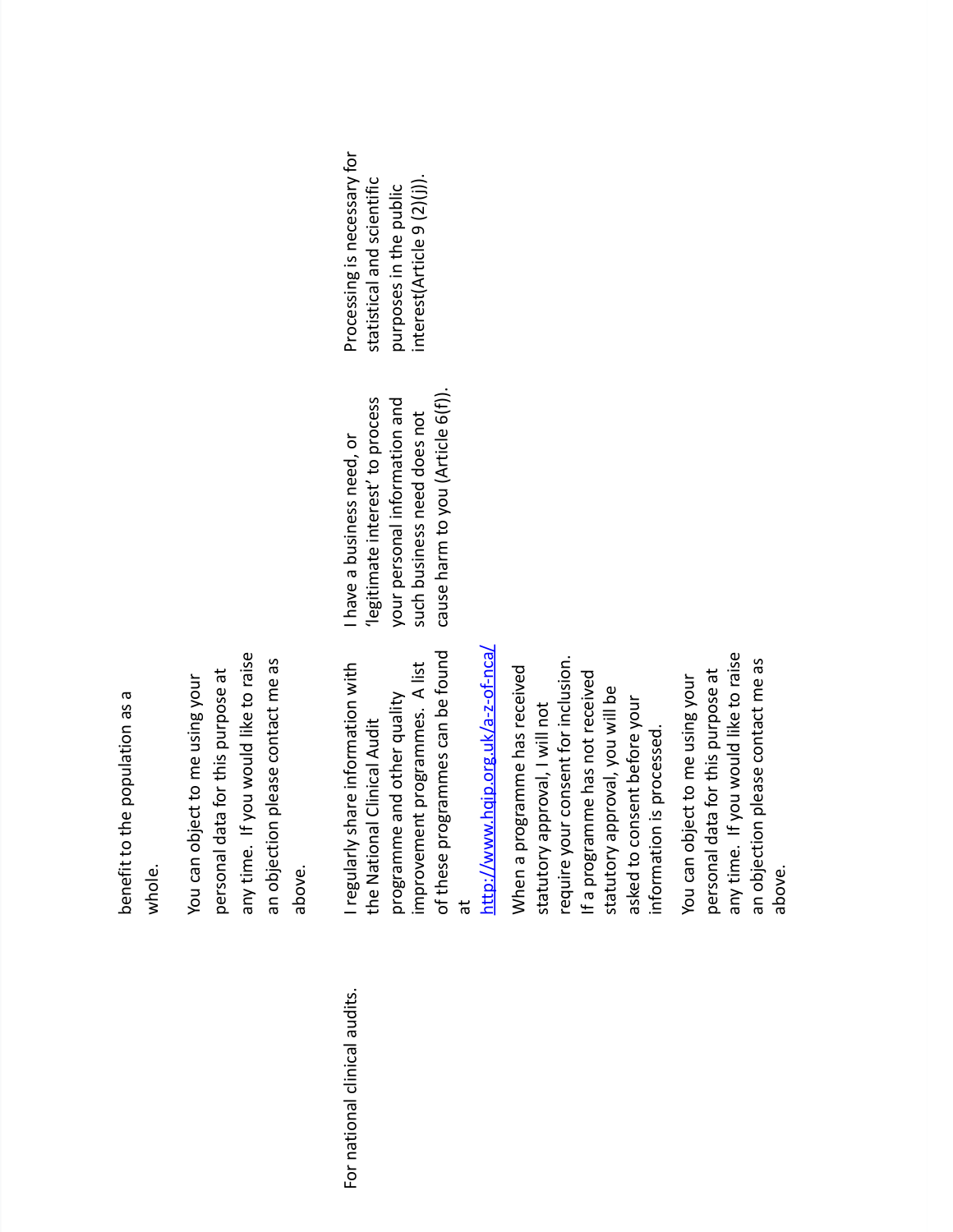| | | | |
|---|---|---|---|
| | benefit to the population as a whole.<br><br>You can object to me using your personal data for this purpose at any time. If you would like to raise an objection please contact me as above. | | |
| For national clinical audits. | I regularly share information with the National Clinical Audit programme and other quality improvement programmes. A list of these programmes can be found at http://www.hqip.org.uk/a-z-of-nca/<br><br>When a programme has received statutory approval, I will not require your consent for inclusion. If a programme has not received statutory approval, you will be asked to consent before your information is processed.<br><br>You can object to me using your personal data for this purpose at any time. If you would like to raise an objection please contact me as above. | I have a business need, or 'legitimate interest' to process your personal information and such business need does not cause harm to you (Article 6(f)). | Processing is necessary for statistical and scientific purposes in the public interest(Article 9 (2)(j)). |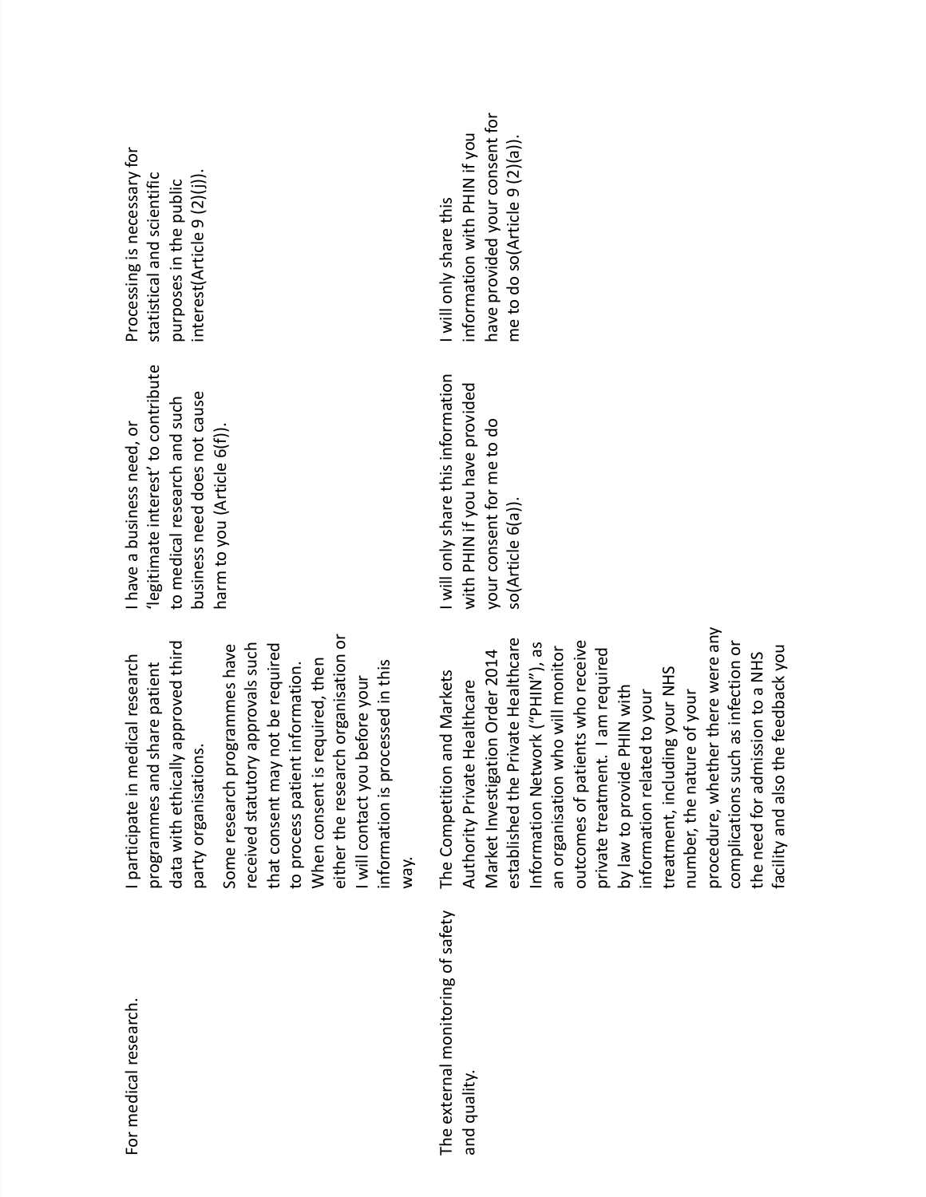| | | | |
|---|---|---|---|
| For medical research. | I participate in medical research programmes and share patient data with ethically approved third party organisations.<br><br>Some research programmes have received statutory approvals such that consent may not be required to process patient information. When consent is required, then either the research organisation or I will contact you before your information is processed in this way. | I have a business need, or 'legitimate interest' to contribute to medical research and such business need does not cause harm to you (Article 6(f)). | Processing is necessary for statistical and scientific purposes in the public interest(Article 9 (2)(j)). |
| The external monitoring of safety and quality. | The Competition and Markets Authority Private Healthcare Market Investigation Order 2014 established the Private Healthcare Information Network ("PHIN"), as an organisation who will monitor outcomes of patients who receive private treatment. I am required by law to provide PHIN with information related to your treatment, including your NHS number, the nature of your procedure, whether there were any complications such as infection or the need for admission to a NHS facility and also the feedback you | I will only share this information with PHIN if you have provided your consent for me to do so(Article 6(a)). | I will only share this information with PHIN if you have provided your consent for me to do so(Article 9 (2)(a)). |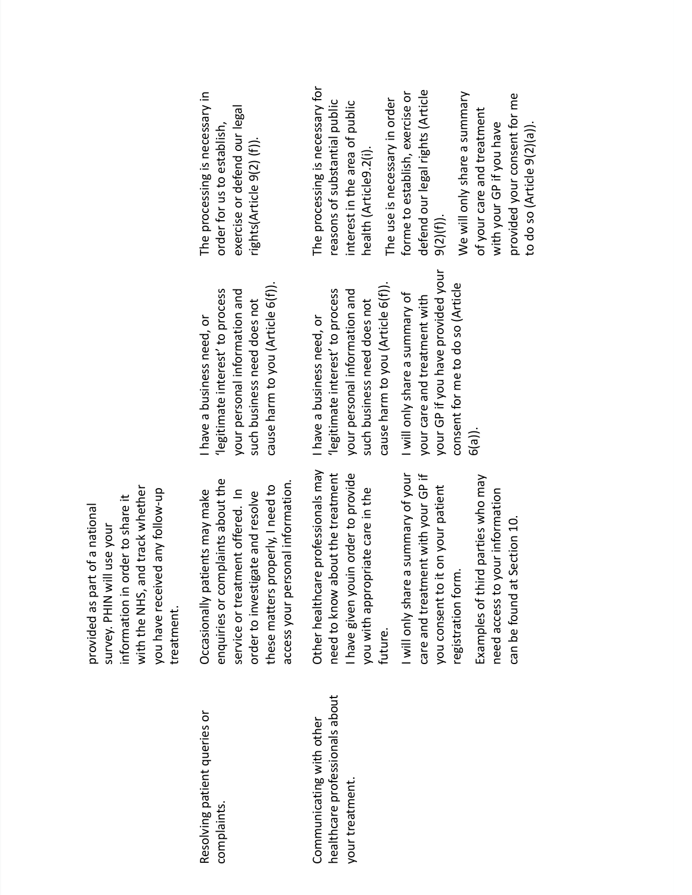| | | | |
|---|---|---|---|
| | provided as part of a national survey. PHIN will use your information in order to share it with the NHS, and track whether you have received any follow-up treatment. | | |
| Resolving patient queries or complaints. | Occasionally patients may make enquiries or complaints about the service or treatment offered. In order to investigate and resolve these matters properly, I need to access your personal information. | I have a business need, or 'legitimate interest' to process your personal information and such business need does not cause harm to you (Article 6(f)). | The processing is necessary in order for us to establish, exercise or defend our legal rights(Article 9(2) (f)). |
| Communicating with other healthcare professionals about your treatment. | Other healthcare professionals may need to know about the treatment I have given youin order to provide you with appropriate care in the future.<br><br>I will only share a summary of your care and treatment with your GP if you consent to it on your patient registration form.<br><br>Examples of third parties who may need access to your information can be found at Section 10. | I have a business need, or 'legitimate interest' to process your personal information and such business need does not cause harm to you (Article 6(f)).<br><br>I will only share a summary of your care and treatment with your GP if you have provided your consent for me to do so (Article 6(a)). | The processing is necessary for reasons of substantial public interest in the area of public health (Article9.2(i).<br><br>The use is necessary in order forme to establish, exercise or defend our legal rights (Article 9(2)(f)).<br><br>We will only share a summary of your care and treatment with your GP if you have provided your consent for me to do so (Article 9(2)(a)). |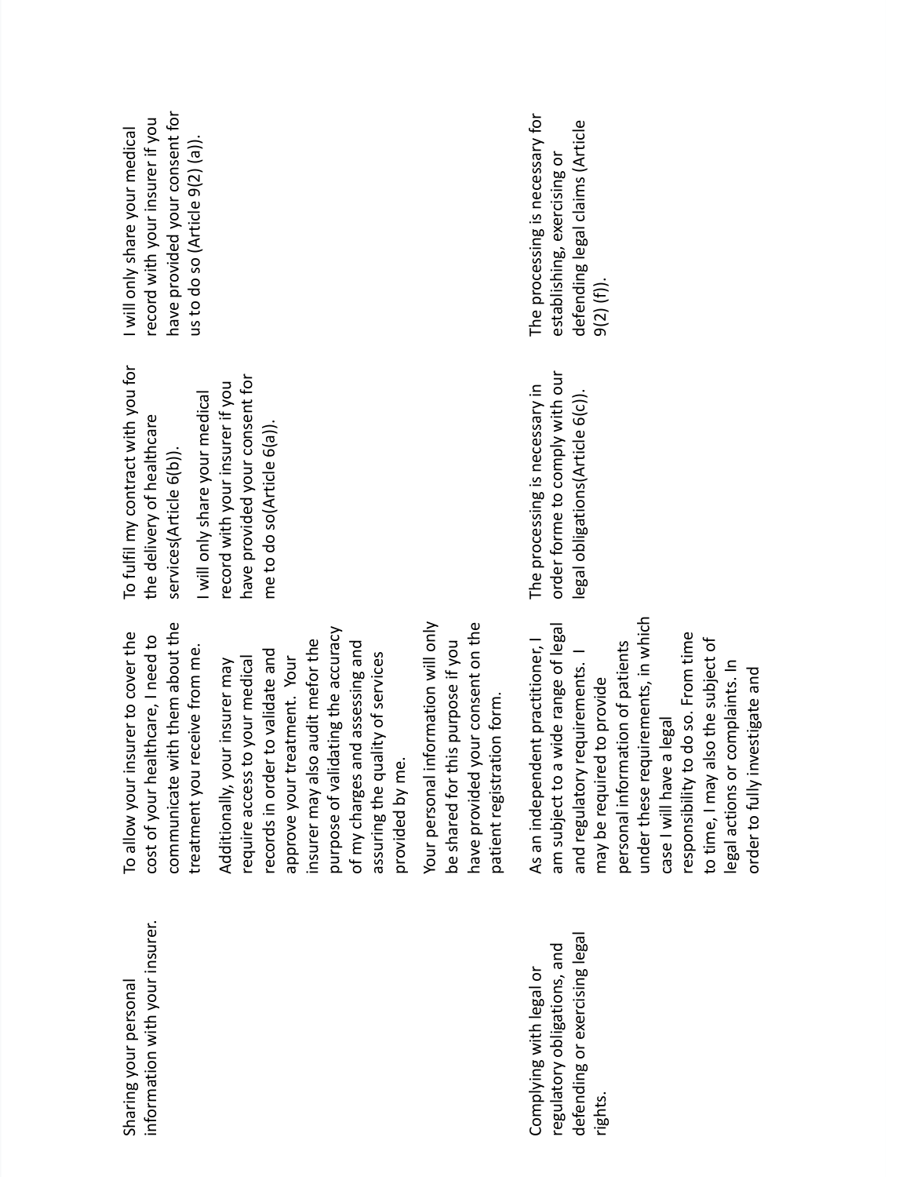| | | | |
|---|---|---|---|
| Sharing your personal information with your insurer. | To allow your insurer to cover the cost of your healthcare, I need to communicate with them about the treatment you receive from me.<br><br>Additionally, your insurer may require access to your medical records in order to validate and approve your treatment. Your insurer may also audit mefor the purpose of validating the accuracy of my charges and assessing and assuring the quality of services provided by me.<br><br>Your personal information will only be shared for this purpose if you have provided your consent on the patient registration form. | To fulfil my contract with you for the delivery of healthcare services(Article 6(b)).<br><br>I will only share your medical record with your insurer if you have provided your consent for me to do so(Article 6(a)). | I will only share your medical record with your insurer if you have provided your consent for us to do so (Article 9(2) (a)). |
| Complying with legal or regulatory obligations, and defending or exercising legal rights. | As an independent practitioner, I am subject to a wide range of legal and regulatory requirements. I may be required to provide personal information of patients under these requirements, in which case I will have a legal responsibility to do so. From time to time, I may also the subject of legal actions or complaints. In order to fully investigate and | The processing is necessary in order forme to comply with our legal obligations(Article 6(c)). | The processing is necessary for establishing, exercising or defending legal claims (Article 9(2) (f)). |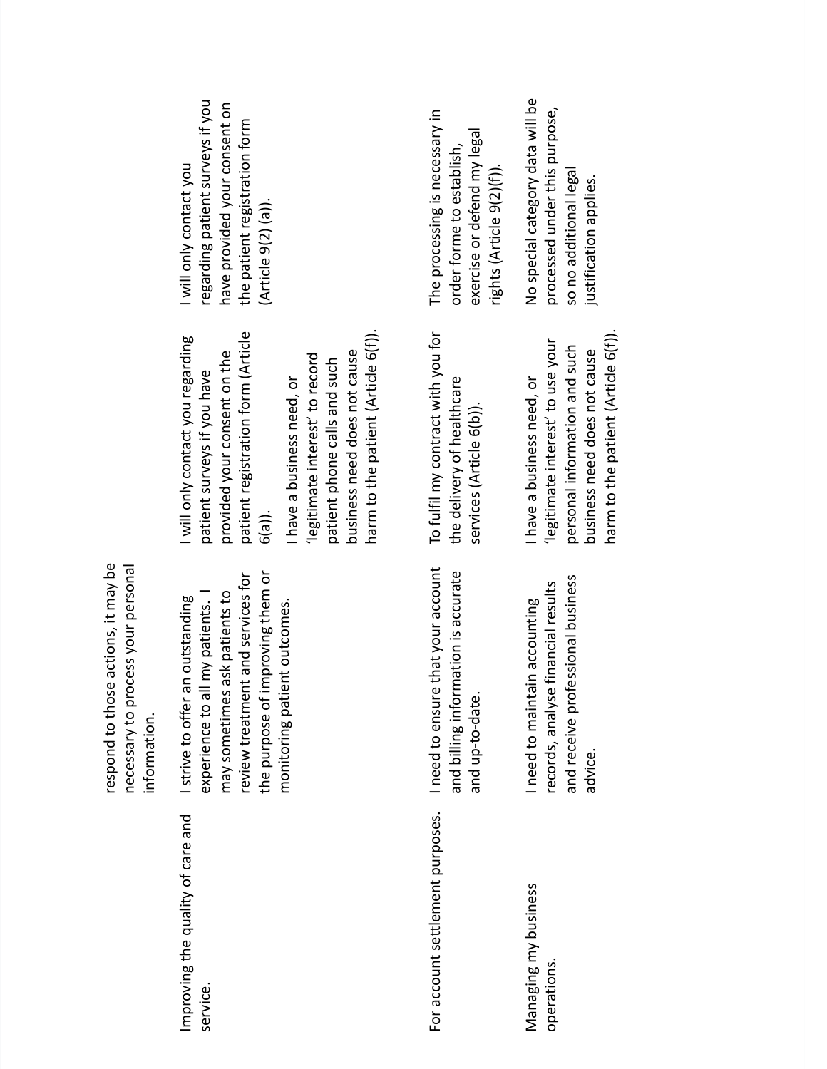| | | | |
|---|---|---|---|
| | respond to those actions, it may be necessary to process your personal information. | | |
| Improving the quality of care and service. | I strive to offer an outstanding experience to all my patients. I may sometimes ask patients to review treatment and services for the purpose of improving them or monitoring patient outcomes. | I will only contact you regarding patient surveys if you have provided your consent on the patient registration form (Article 6(a)).<br><br>I have a business need, or 'legitimate interest' to record patient phone calls and such business need does not cause harm to the patient (Article 6(f)). | I will only contact you regarding patient surveys if you have provided your consent on the patient registration form (Article 9(2) (a)). |
| For account settlement purposes. | I need to ensure that your account and billing information is accurate and up-to-date. | To fulfil my contract with you for the delivery of healthcare services (Article 6(b)). | The processing is necessary in order forme to establish, exercise or defend my legal rights (Article 9(2)(f)). |
| Managing my business operations. | I need to maintain accounting records, analyse financial results and receive professional business advice. | I have a business need, or 'legitimate interest' to use your personal information and such business need does not cause harm to the patient (Article 6(f)). | No special category data will be processed under this purpose, so no additional legal justification applies. |